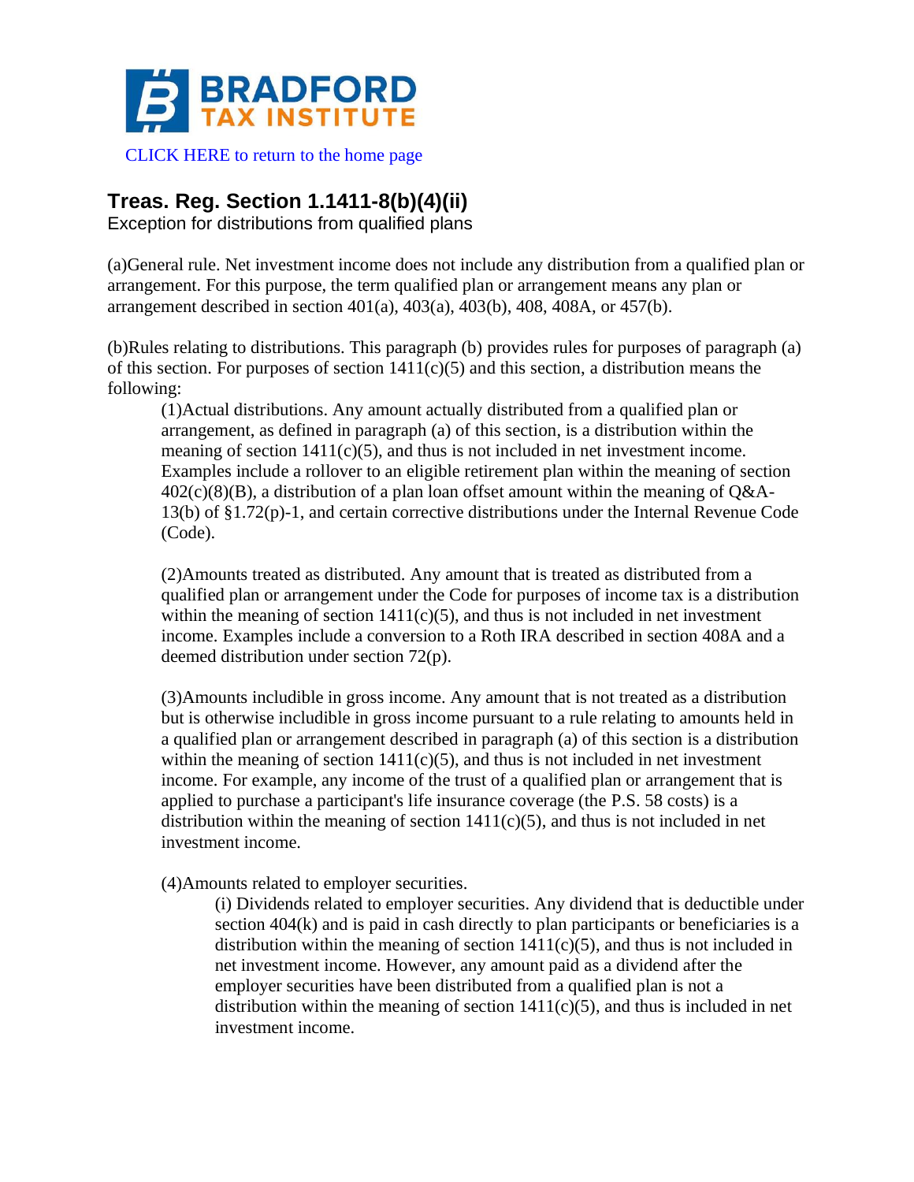CLICK HERE to return to the home page

## Treas. Reg. Section 1.1411-8(b)(4)(ii)

Exception for distributions from qualified plans

(a)General rule. Net investment income does not include any distribution from a qualified plan or arrangement. For this purpose, the term qualified plan or arrangement means any plan or arrangement described in section 401(a), 403(a), 403(b), 408, 408A, or 457(b).

(b)Rules relating to distributions. This paragraph (b) provides rules for purposes of paragraph (a) of this section. For purposes of section 1411(c)(5) and this section, a distribution means the following:

> (1)Actual distributions. Any amount actually distributed from a qualified plan or arrangement, as defined in paragraph (a) of this section, is a distribution within the meaning of section 1411(c)(5), and thus is not included in net investment income. Examples include a rollover to an eligible retirement plan within the meaning of section 402(c)(8)(B), a distribution of a plan loan offset amount within the meaning of Q&A-13(b) of §1.72(p)-1, and certain corrective distributions under the Internal Revenue Code (Code).
>
> (2)Amounts treated as distributed. Any amount that is treated as distributed from a qualified plan or arrangement under the Code for purposes of income tax is a distribution within the meaning of section 1411(c)(5), and thus is not included in net investment income. Examples include a conversion to a Roth IRA described in section 408A and a deemed distribution under section 72(p).
>
> (3)Amounts includible in gross income. Any amount that is not treated as a distribution but is otherwise includible in gross income pursuant to a rule relating to amounts held in a qualified plan or arrangement described in paragraph (a) of this section is a distribution within the meaning of section 1411(c)(5), and thus is not included in net investment income. For example, any income of the trust of a qualified plan or arrangement that is applied to purchase a participant's life insurance coverage (the P.S. 58 costs) is a distribution within the meaning of section 1411(c)(5), and thus is not included in net investment income.
>
> (4)Amounts related to employer securities.
>
> > (i) Dividends related to employer securities. Any dividend that is deductible under section 404(k) and is paid in cash directly to plan participants or beneficiaries is a distribution within the meaning of section 1411(c)(5), and thus is not included in net investment income. However, any amount paid as a dividend after the employer securities have been distributed from a qualified plan is not a distribution within the meaning of section 1411(c)(5), and thus is included in net investment income.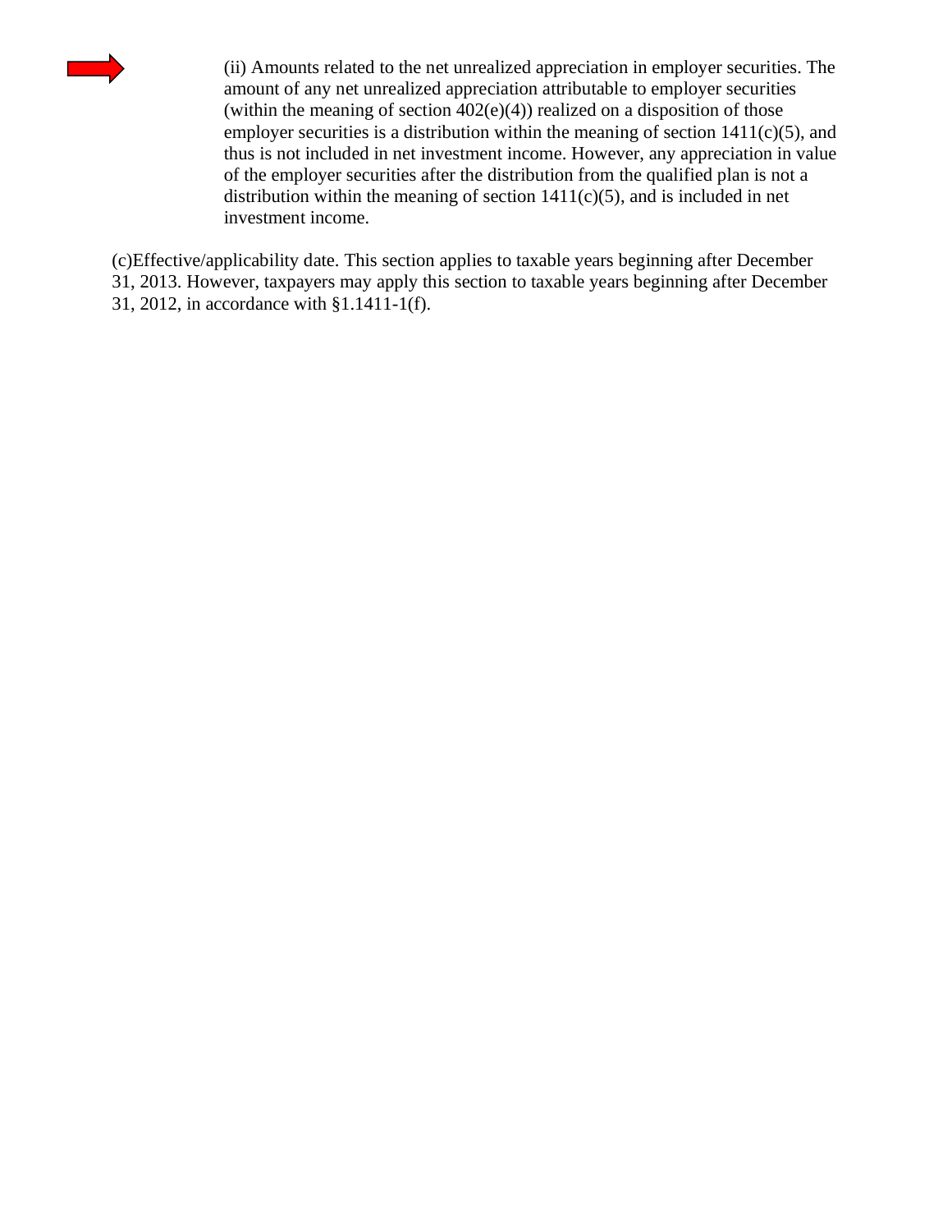(ii) Amounts related to the net unrealized appreciation in employer securities. The amount of any net unrealized appreciation attributable to employer securities (within the meaning of section 402(e)(4)) realized on a disposition of those employer securities is a distribution within the meaning of section 1411(c)(5), and thus is not included in net investment income. However, any appreciation in value of the employer securities after the distribution from the qualified plan is not a distribution within the meaning of section 1411(c)(5), and is included in net investment income.

(c)Effective/applicability date. This section applies to taxable years beginning after December 31, 2013. However, taxpayers may apply this section to taxable years beginning after December 31, 2012, in accordance with §1.1411-1(f).